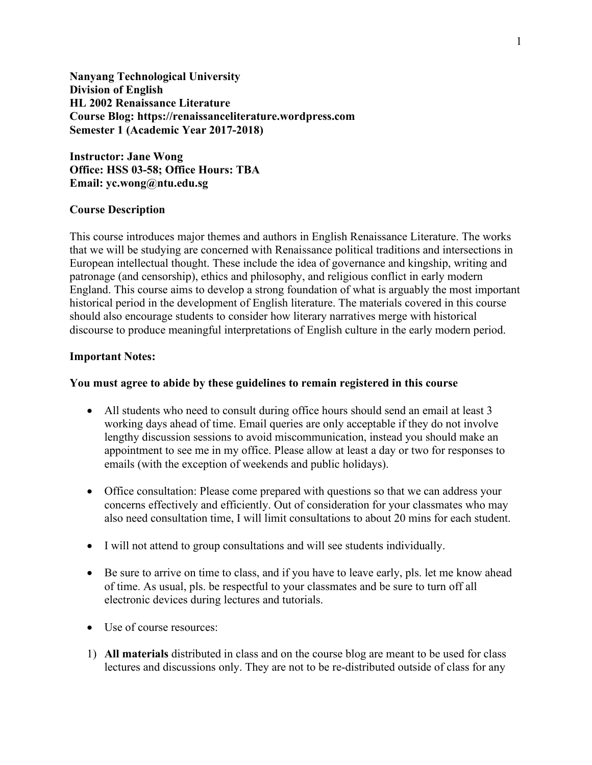**Nanyang Technological University**
**Division of English**
**HL 2002 Renaissance Literature**
**Course Blog: https://renaissanceliterature.wordpress.com**
**Semester 1 (Academic Year 2017-2018)**

**Instructor: Jane Wong**
**Office: HSS 03-58; Office Hours: TBA**
**Email: yc.wong@ntu.edu.sg**

## Course Description

This course introduces major themes and authors in English Renaissance Literature. The works that we will be studying are concerned with Renaissance political traditions and intersections in European intellectual thought. These include the idea of governance and kingship, writing and patronage (and censorship), ethics and philosophy, and religious conflict in early modern England. This course aims to develop a strong foundation of what is arguably the most important historical period in the development of English literature. The materials covered in this course should also encourage students to consider how literary narratives merge with historical discourse to produce meaningful interpretations of English culture in the early modern period.

## Important Notes:

**You must agree to abide by these guidelines to remain registered in this course**

- All students who need to consult during office hours should send an email at least 3 working days ahead of time. Email queries are only acceptable if they do not involve lengthy discussion sessions to avoid miscommunication, instead you should make an appointment to see me in my office. Please allow at least a day or two for responses to emails (with the exception of weekends and public holidays).

- Office consultation: Please come prepared with questions so that we can address your concerns effectively and efficiently. Out of consideration for your classmates who may also need consultation time, I will limit consultations to about 20 mins for each student.

- I will not attend to group consultations and will see students individually.

- Be sure to arrive on time to class, and if you have to leave early, pls. let me know ahead of time. As usual, pls. be respectful to your classmates and be sure to turn off all electronic devices during lectures and tutorials.

- Use of course resources:

1) **All materials** distributed in class and on the course blog are meant to be used for class lectures and discussions only. They are not to be re-distributed outside of class for any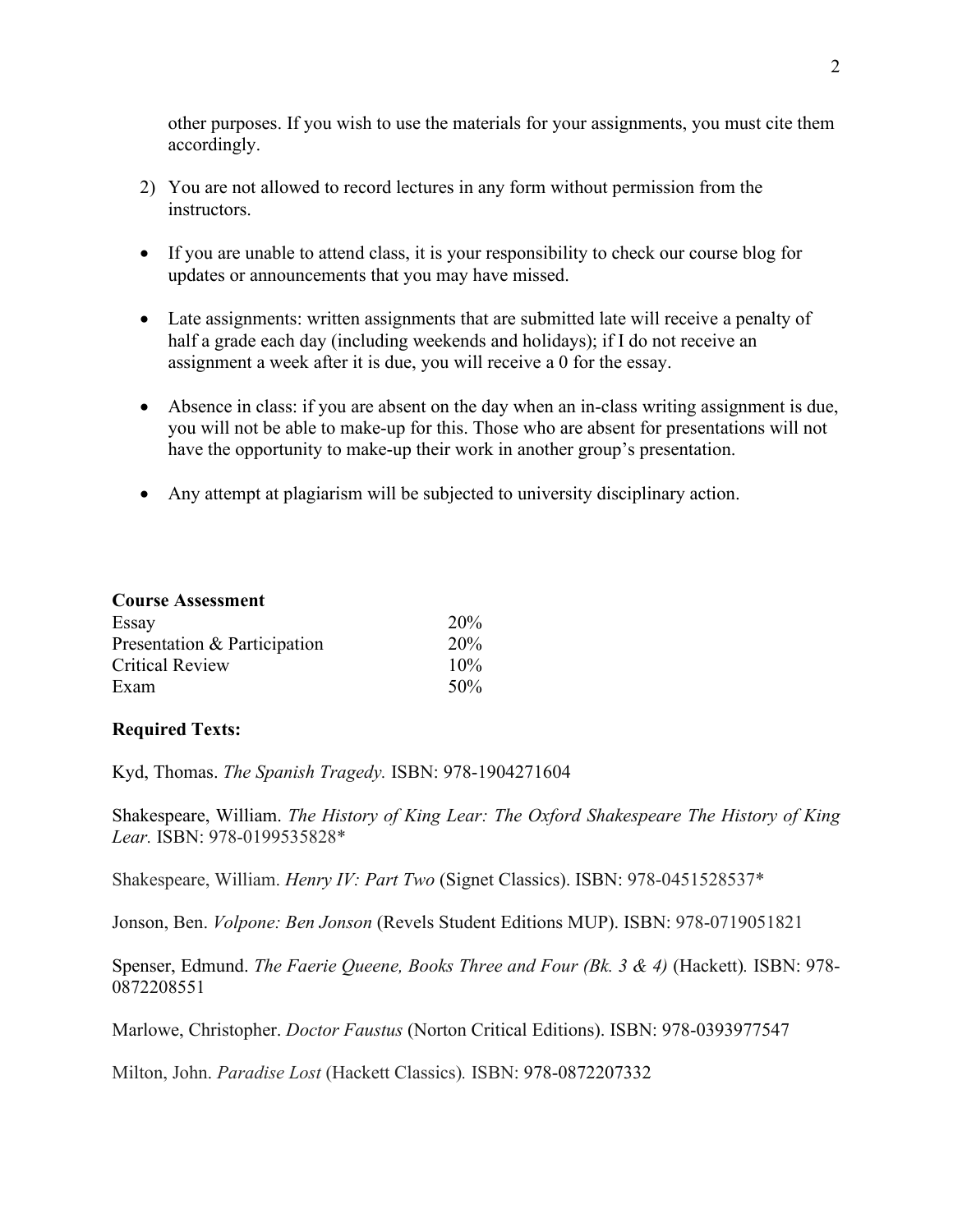other purposes. If you wish to use the materials for your assignments, you must cite them accordingly.

2) You are not allowed to record lectures in any form without permission from the instructors.

- If you are unable to attend class, it is your responsibility to check our course blog for updates or announcements that you may have missed.

- Late assignments: written assignments that are submitted late will receive a penalty of half a grade each day (including weekends and holidays); if I do not receive an assignment a week after it is due, you will receive a 0 for the essay.

- Absence in class: if you are absent on the day when an in-class writing assignment is due, you will not be able to make-up for this. Those who are absent for presentations will not have the opportunity to make-up their work in another group's presentation.

- Any attempt at plagiarism will be subjected to university disciplinary action.

**Course Assessment**

| | |
|---|---|
| Essay | 20% |
| Presentation & Participation | 20% |
| Critical Review | 10% |
| Exam | 50% |

**Required Texts:**

Kyd, Thomas. *The Spanish Tragedy.* ISBN: 978-1904271604

Shakespeare, William. *The History of King Lear: The Oxford Shakespeare The History of King Lear.* ISBN: 978-0199535828*

Shakespeare, William. *Henry IV: Part Two* (Signet Classics). ISBN: 978-0451528537*

Jonson, Ben. *Volpone: Ben Jonson* (Revels Student Editions MUP). ISBN: 978-0719051821

Spenser, Edmund. *The Faerie Queene, Books Three and Four (Bk. 3 & 4)* (Hackett). ISBN: 978-0872208551

Marlowe, Christopher. *Doctor Faustus* (Norton Critical Editions). ISBN: 978-0393977547

Milton, John. *Paradise Lost* (Hackett Classics). ISBN: 978-0872207332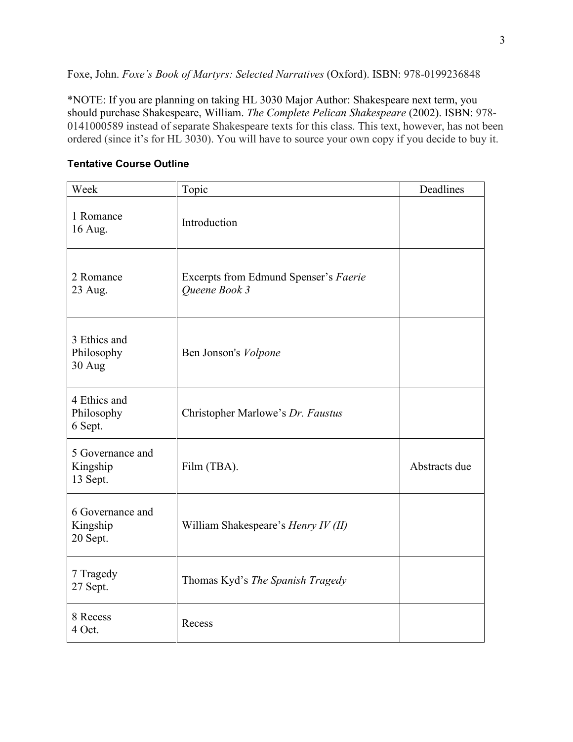Foxe, John. *Foxe's Book of Martyrs: Selected Narratives* (Oxford). ISBN: 978-0199236848

*NOTE: If you are planning on taking HL 3030 Major Author: Shakespeare next term, you should purchase Shakespeare, William. *The Complete Pelican Shakespeare* (2002). ISBN: 978-0141000589 instead of separate Shakespeare texts for this class. This text, however, has not been ordered (since it's for HL 3030). You will have to source your own copy if you decide to buy it.

**Tentative Course Outline**

| Week | Topic | Deadlines |
|---|---|---|
| 1 Romance<br>16 Aug. | Introduction | |
| 2 Romance<br>23 Aug. | Excerpts from Edmund Spenser's *Faerie Queene Book 3* | |
| 3 Ethics and Philosophy<br>30 Aug | Ben Jonson's *Volpone* | |
| 4 Ethics and Philosophy<br>6 Sept. | Christopher Marlowe's *Dr. Faustus* | |
| 5 Governance and Kingship<br>13 Sept. | Film (TBA). | Abstracts due |
| 6 Governance and Kingship<br>20 Sept. | William Shakespeare's *Henry IV (II)* | |
| 7 Tragedy<br>27 Sept. | Thomas Kyd's *The Spanish Tragedy* | |
| 8 Recess<br>4 Oct. | Recess | |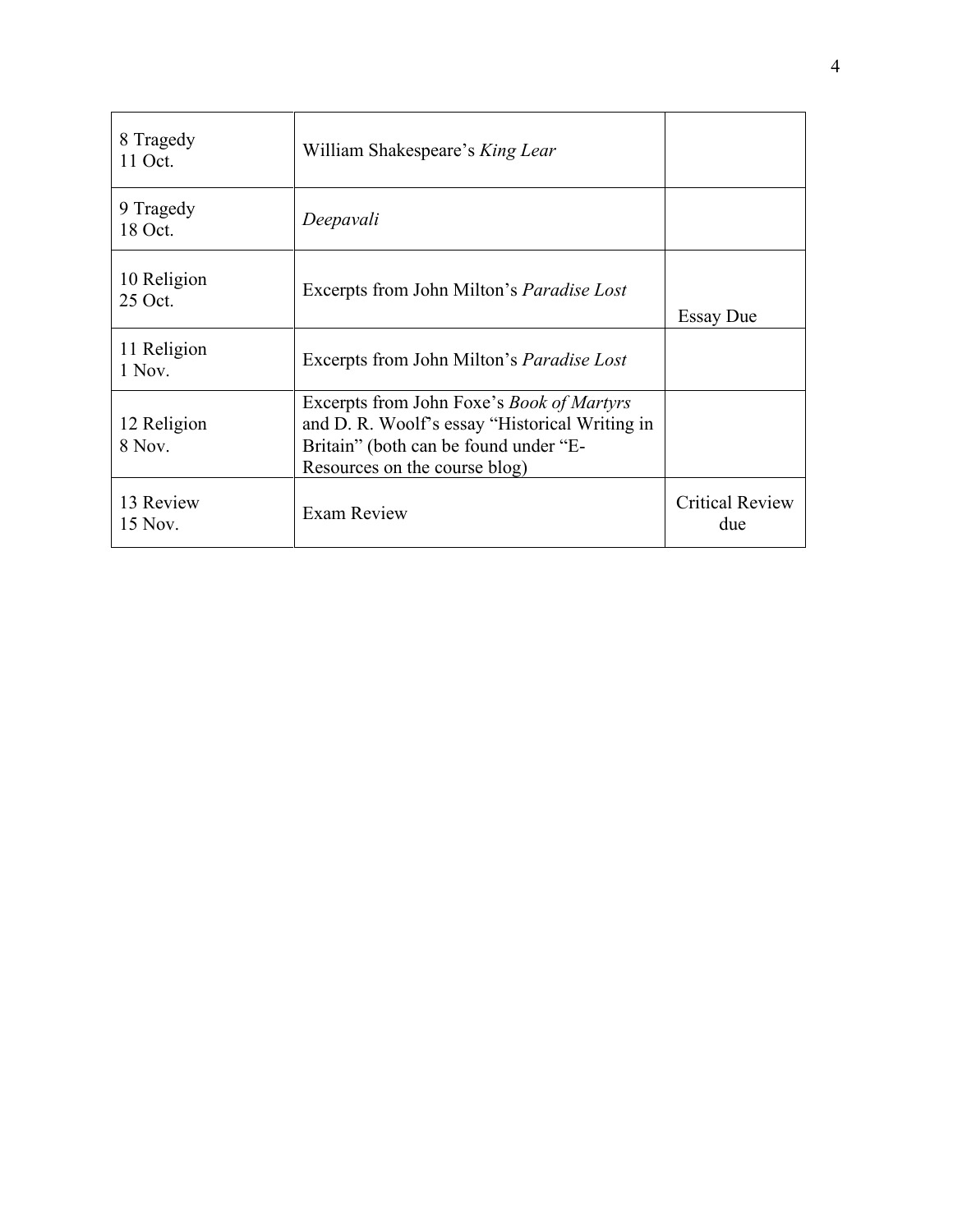| | | |
|---|---|---|
| 8 Tragedy<br>11 Oct. | William Shakespeare's *King Lear* | |
| 9 Tragedy<br>18 Oct. | *Deepavali* | |
| 10 Religion<br>25 Oct. | Excerpts from John Milton's *Paradise Lost* | Essay Due |
| 11 Religion<br>1 Nov. | Excerpts from John Milton's *Paradise Lost* | |
| 12 Religion<br>8 Nov. | Excerpts from John Foxe's *Book of Martyrs* and D. R. Woolf's essay "Historical Writing in Britain" (both can be found under "E-Resources on the course blog) | |
| 13 Review<br>15 Nov. | Exam Review | Critical Review due |